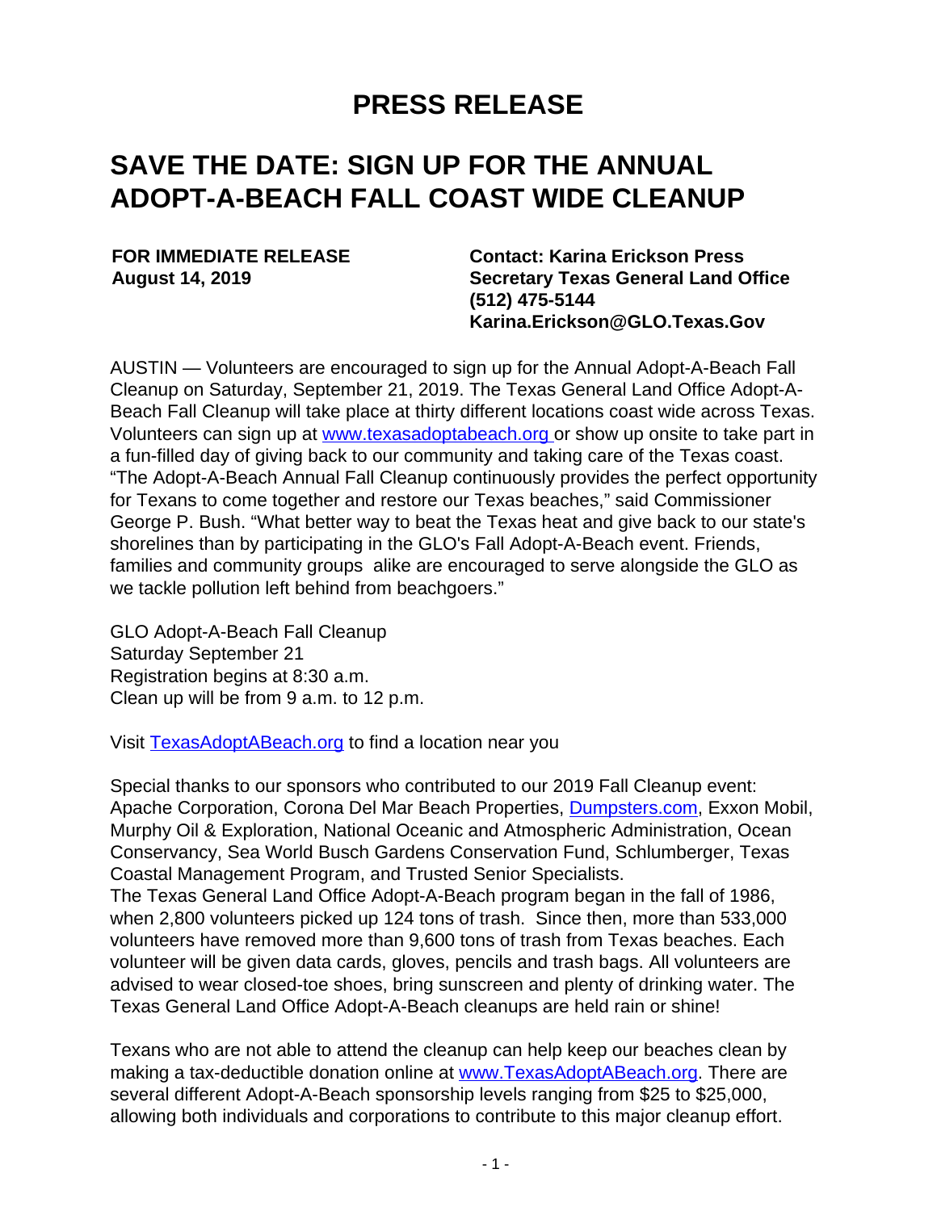# PRESS RELEASE

## SAVE THE DATE: SIGN UP FOR THE ANNUAL ADOPT-A-BEACH FALL COAST WIDE CLEANUP

**FOR IMMEDIATE RELEASE**
**August 14, 2019**

**Contact: Karina Erickson Press Secretary Texas General Land Office**
**(512) 475-5144**
**Karina.Erickson@GLO.Texas.Gov**

AUSTIN — Volunteers are encouraged to sign up for the Annual Adopt-A-Beach Fall Cleanup on Saturday, September 21, 2019. The Texas General Land Office Adopt-A-Beach Fall Cleanup will take place at thirty different locations coast wide across Texas. Volunteers can sign up at www.texasadoptabeach.org or show up onsite to take part in a fun-filled day of giving back to our community and taking care of the Texas coast. "The Adopt-A-Beach Annual Fall Cleanup continuously provides the perfect opportunity for Texans to come together and restore our Texas beaches," said Commissioner George P. Bush. "What better way to beat the Texas heat and give back to our state's shorelines than by participating in the GLO's Fall Adopt-A-Beach event. Friends, families and community groups alike are encouraged to serve alongside the GLO as we tackle pollution left behind from beachgoers."

GLO Adopt-A-Beach Fall Cleanup
Saturday September 21
Registration begins at 8:30 a.m.
Clean up will be from 9 a.m. to 12 p.m.

Visit TexasAdoptABeach.org to find a location near you

Special thanks to our sponsors who contributed to our 2019 Fall Cleanup event: Apache Corporation, Corona Del Mar Beach Properties, Dumpsters.com, Exxon Mobil, Murphy Oil & Exploration, National Oceanic and Atmospheric Administration, Ocean Conservancy, Sea World Busch Gardens Conservation Fund, Schlumberger, Texas Coastal Management Program, and Trusted Senior Specialists.
The Texas General Land Office Adopt-A-Beach program began in the fall of 1986, when 2,800 volunteers picked up 124 tons of trash. Since then, more than 533,000 volunteers have removed more than 9,600 tons of trash from Texas beaches. Each volunteer will be given data cards, gloves, pencils and trash bags. All volunteers are advised to wear closed-toe shoes, bring sunscreen and plenty of drinking water. The Texas General Land Office Adopt-A-Beach cleanups are held rain or shine!

Texans who are not able to attend the cleanup can help keep our beaches clean by making a tax-deductible donation online at www.TexasAdoptABeach.org. There are several different Adopt-A-Beach sponsorship levels ranging from $25 to $25,000, allowing both individuals and corporations to contribute to this major cleanup effort.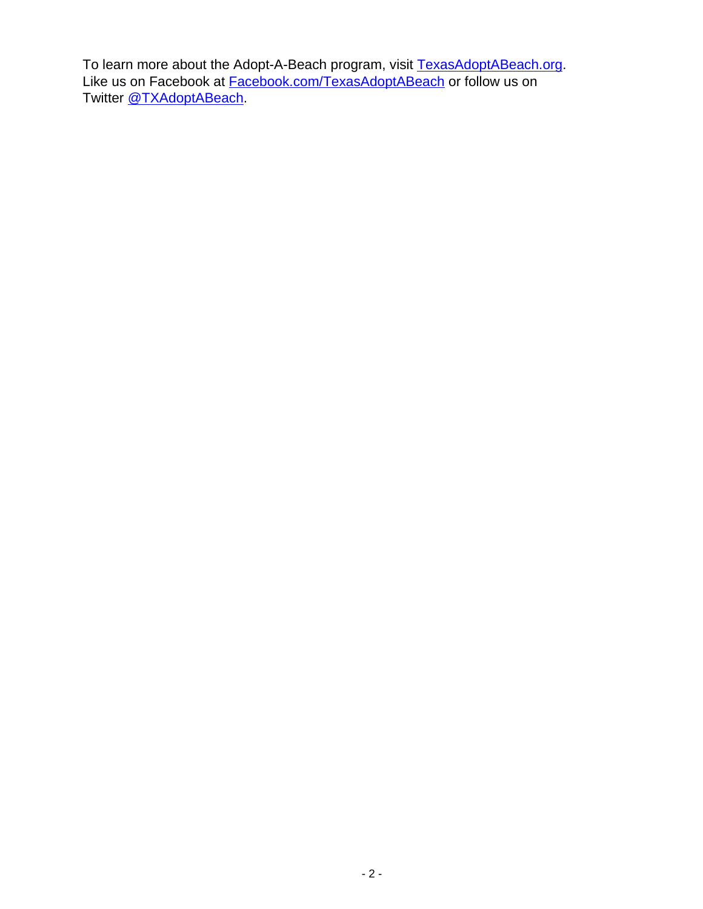To learn more about the Adopt-A-Beach program, visit [TexasAdoptABeach.org](http://TexasAdoptABeach.org). Like us on Facebook at [Facebook.com/TexasAdoptABeach](http://Facebook.com/TexasAdoptABeach) or follow us on Twitter [@TXAdoptABeach](https://twitter.com/TXAdoptABeach).